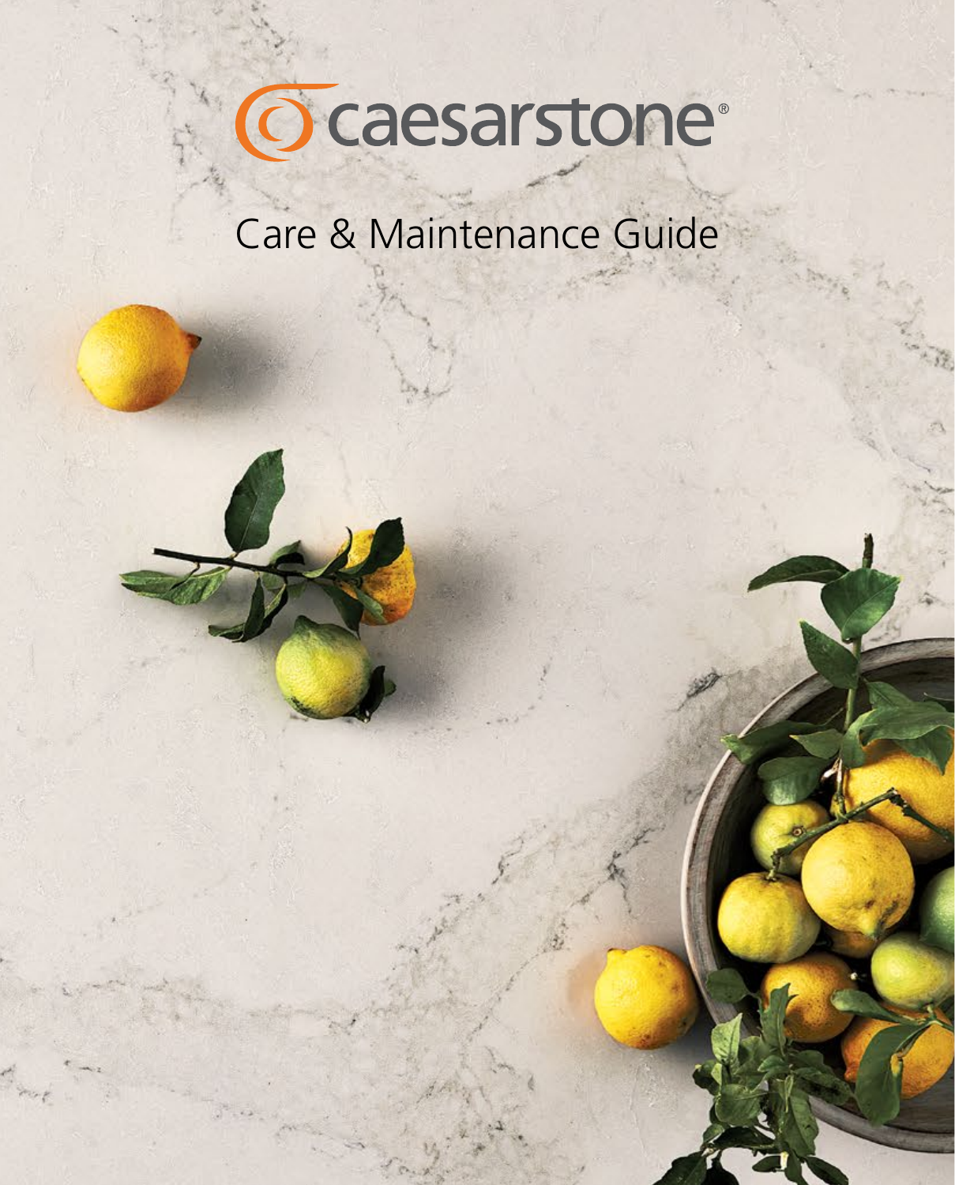# caesarstone®

## Care & Maintenance Guide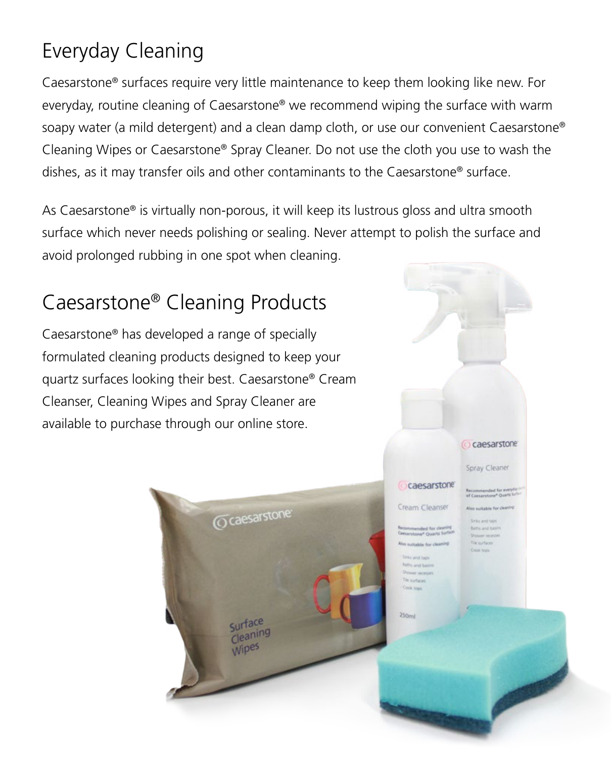# Everyday Cleaning

Caesarstone® surfaces require very little maintenance to keep them looking like new. For everyday, routine cleaning of Caesarstone® we recommend wiping the surface with warm soapy water (a mild detergent) and a clean damp cloth, or use our convenient Caesarstone® Cleaning Wipes or Caesarstone® Spray Cleaner. Do not use the cloth you use to wash the dishes, as it may transfer oils and other contaminants to the Caesarstone® surface.

As Caesarstone® is virtually non-porous, it will keep its lustrous gloss and ultra smooth surface which never needs polishing or sealing. Never attempt to polish the surface and avoid prolonged rubbing in one spot when cleaning.

# Caesarstone® Cleaning Products

Caesarstone® has developed a range of specially formulated cleaning products designed to keep your quartz surfaces looking their best. Caesarstone® Cream Cleanser, Cleaning Wipes and Spray Cleaner are available to purchase through our online store.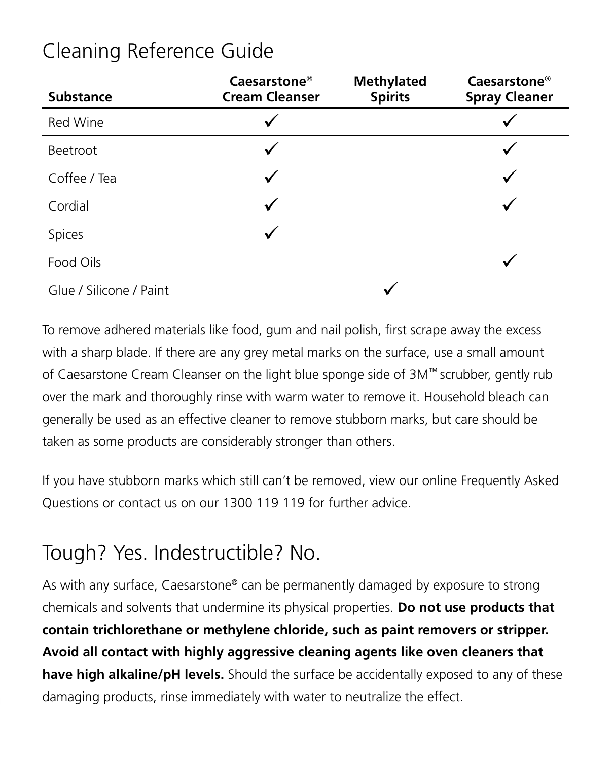## Cleaning Reference Guide

| Substance | Caesarstone® Cream Cleanser | Methylated Spirits | Caesarstone® Spray Cleaner |
| --- | --- | --- | --- |
| Red Wine | ✓ | | ✓ |
| Beetroot | ✓ | | ✓ |
| Coffee / Tea | ✓ | | ✓ |
| Cordial | ✓ | | ✓ |
| Spices | ✓ | | |
| Food Oils | | | ✓ |
| Glue / Silicone / Paint | | ✓ | |

To remove adhered materials like food, gum and nail polish, first scrape away the excess with a sharp blade. If there are any grey metal marks on the surface, use a small amount of Caesarstone Cream Cleanser on the light blue sponge side of 3M™ scrubber, gently rub over the mark and thoroughly rinse with warm water to remove it. Household bleach can generally be used as an effective cleaner to remove stubborn marks, but care should be taken as some products are considerably stronger than others.

If you have stubborn marks which still can't be removed, view our online Frequently Asked Questions or contact us on our 1300 119 119 for further advice.

## Tough? Yes. Indestructible? No.

As with any surface, Caesarstone® can be permanently damaged by exposure to strong chemicals and solvents that undermine its physical properties. **Do not use products that contain trichlorethane or methylene chloride, such as paint removers or stripper. Avoid all contact with highly aggressive cleaning agents like oven cleaners that have high alkaline/pH levels.** Should the surface be accidentally exposed to any of these damaging products, rinse immediately with water to neutralize the effect.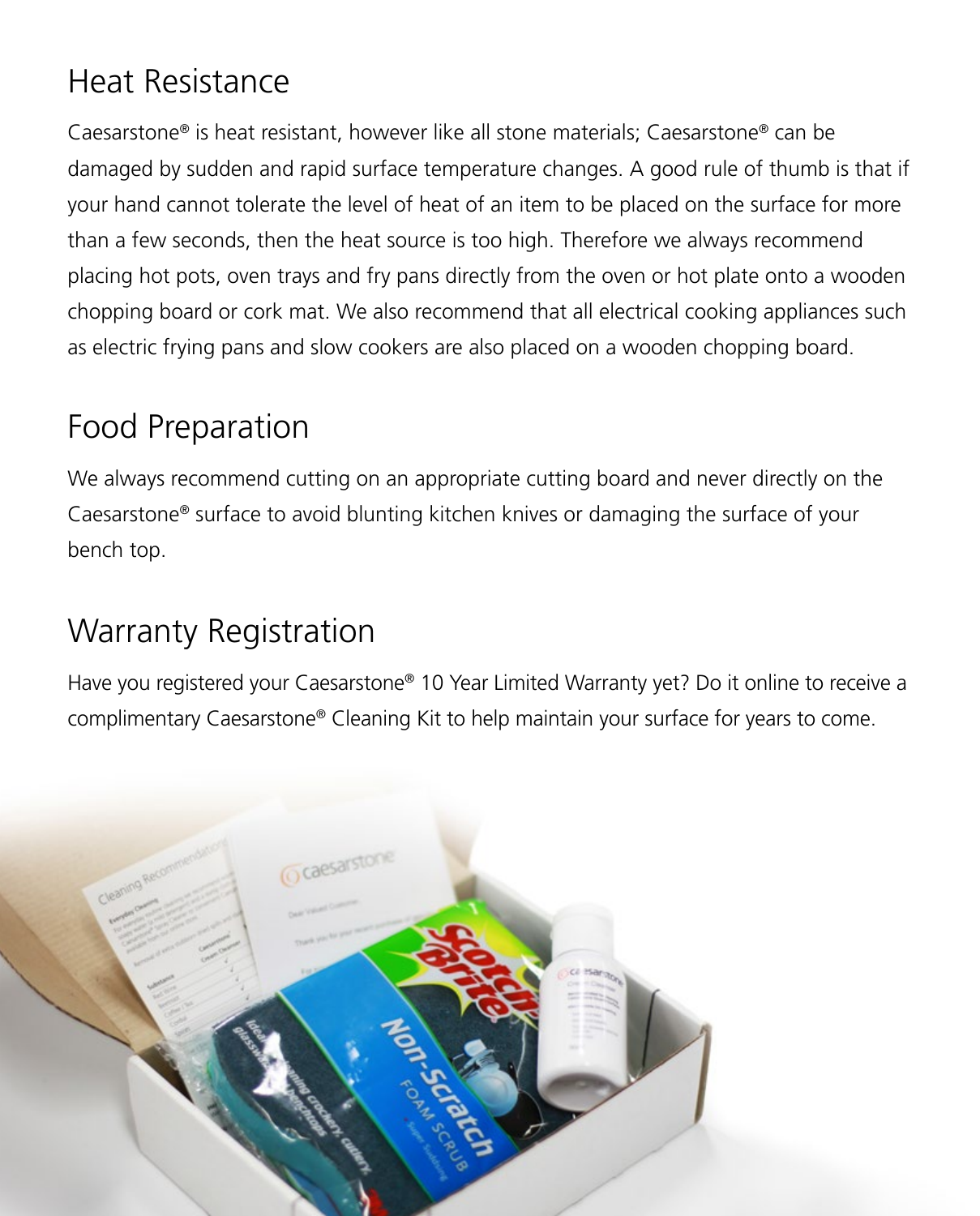## Heat Resistance

Caesarstone® is heat resistant, however like all stone materials; Caesarstone® can be damaged by sudden and rapid surface temperature changes. A good rule of thumb is that if your hand cannot tolerate the level of heat of an item to be placed on the surface for more than a few seconds, then the heat source is too high. Therefore we always recommend placing hot pots, oven trays and fry pans directly from the oven or hot plate onto a wooden chopping board or cork mat. We also recommend that all electrical cooking appliances such as electric frying pans and slow cookers are also placed on a wooden chopping board.

## Food Preparation

We always recommend cutting on an appropriate cutting board and never directly on the Caesarstone® surface to avoid blunting kitchen knives or damaging the surface of your bench top.

## Warranty Registration

Have you registered your Caesarstone® 10 Year Limited Warranty yet? Do it online to receive a complimentary Caesarstone® Cleaning Kit to help maintain your surface for years to come.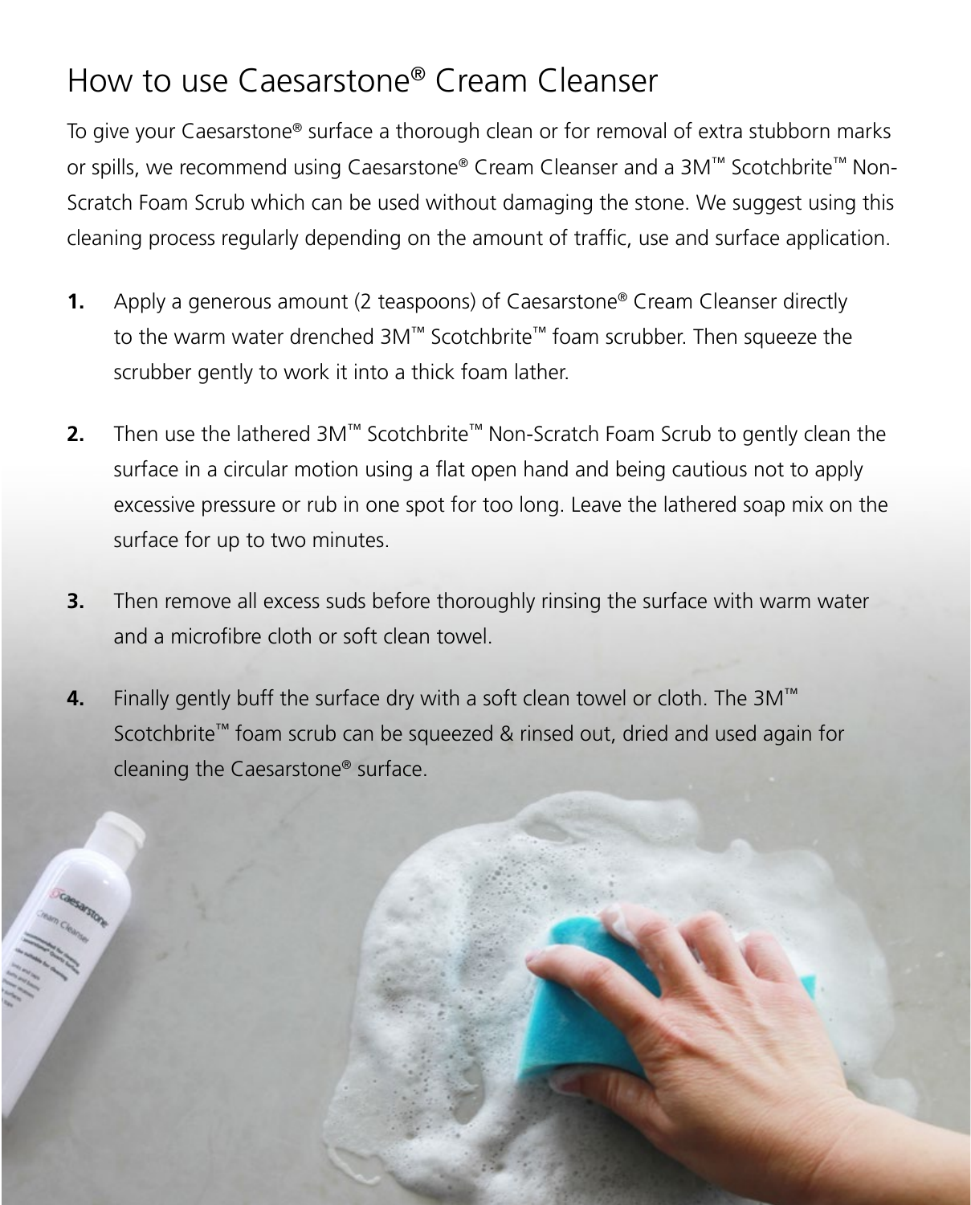# How to use Caesarstone® Cream Cleanser

To give your Caesarstone® surface a thorough clean or for removal of extra stubborn marks or spills, we recommend using Caesarstone® Cream Cleanser and a 3M™ Scotchbrite™ Non-Scratch Foam Scrub which can be used without damaging the stone. We suggest using this cleaning process regularly depending on the amount of traffic, use and surface application.

1. Apply a generous amount (2 teaspoons) of Caesarstone® Cream Cleanser directly to the warm water drenched 3M™ Scotchbrite™ foam scrubber. Then squeeze the scrubber gently to work it into a thick foam lather.

2. Then use the lathered 3M™ Scotchbrite™ Non-Scratch Foam Scrub to gently clean the surface in a circular motion using a flat open hand and being cautious not to apply excessive pressure or rub in one spot for too long. Leave the lathered soap mix on the surface for up to two minutes.

3. Then remove all excess suds before thoroughly rinsing the surface with warm water and a microfibre cloth or soft clean towel.

4. Finally gently buff the surface dry with a soft clean towel or cloth. The 3M™ Scotchbrite™ foam scrub can be squeezed & rinsed out, dried and used again for cleaning the Caesarstone® surface.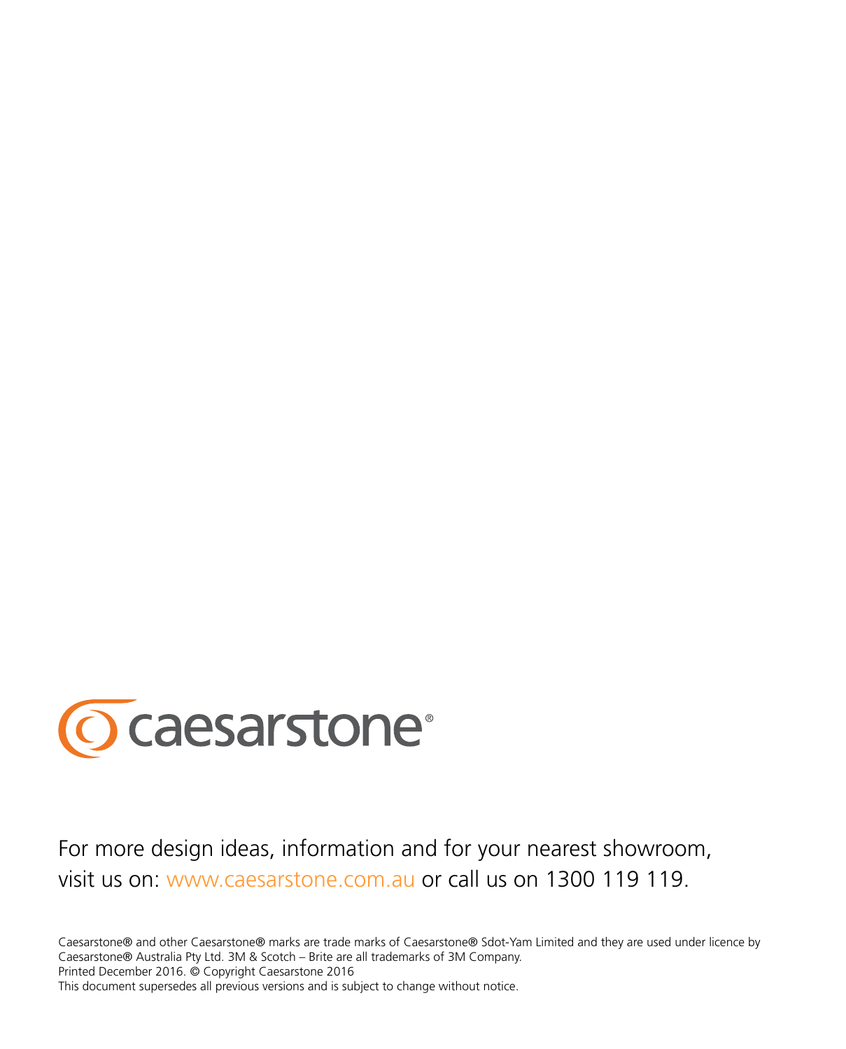caesarstone®

For more design ideas, information and for your nearest showroom, visit us on: www.caesarstone.com.au or call us on 1300 119 119.

Caesarstone® and other Caesarstone® marks are trade marks of Caesarstone® Sdot-Yam Limited and they are used under licence by Caesarstone® Australia Pty Ltd. 3M & Scotch – Brite are all trademarks of 3M Company.
Printed December 2016. © Copyright Caesarstone 2016
This document supersedes all previous versions and is subject to change without notice.